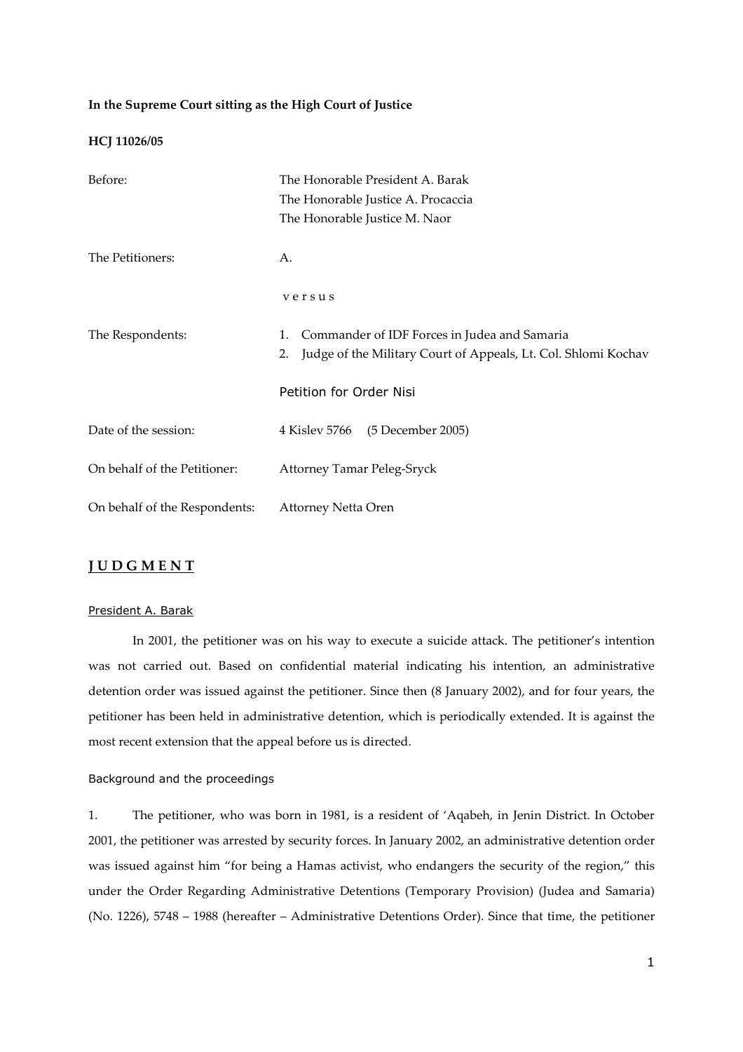**In the Supreme Court sitting as the High Court of Justice**

**HCJ 11026/05**

| | |
|---|---|
| Before: | The Honorable President A. Barak<br>The Honorable Justice A. Procaccia<br>The Honorable Justice M. Naor |
| The Petitioners: | A. |
| | v e r s u s |
| The Respondents: | 1. Commander of IDF Forces in Judea and Samaria<br>2. Judge of the Military Court of Appeals, Lt. Col. Shlomi Kochav |
| | Petition for Order Nisi |
| Date of the session: | 4 Kislev 5766 (5 December 2005) |
| On behalf of the Petitioner: | Attorney Tamar Peleg-Sryck |
| On behalf of the Respondents: | Attorney Netta Oren |

## **J U D G M E N T**

President A. Barak

In 2001, the petitioner was on his way to execute a suicide attack. The petitioner's intention was not carried out. Based on confidential material indicating his intention, an administrative detention order was issued against the petitioner. Since then (8 January 2002), and for four years, the petitioner has been held in administrative detention, which is periodically extended. It is against the most recent extension that the appeal before us is directed.

Background and the proceedings

1. The petitioner, who was born in 1981, is a resident of 'Aqabeh, in Jenin District. In October 2001, the petitioner was arrested by security forces. In January 2002, an administrative detention order was issued against him "for being a Hamas activist, who endangers the security of the region," this under the Order Regarding Administrative Detentions (Temporary Provision) (Judea and Samaria) (No. 1226), 5748 – 1988 (hereafter – Administrative Detentions Order). Since that time, the petitioner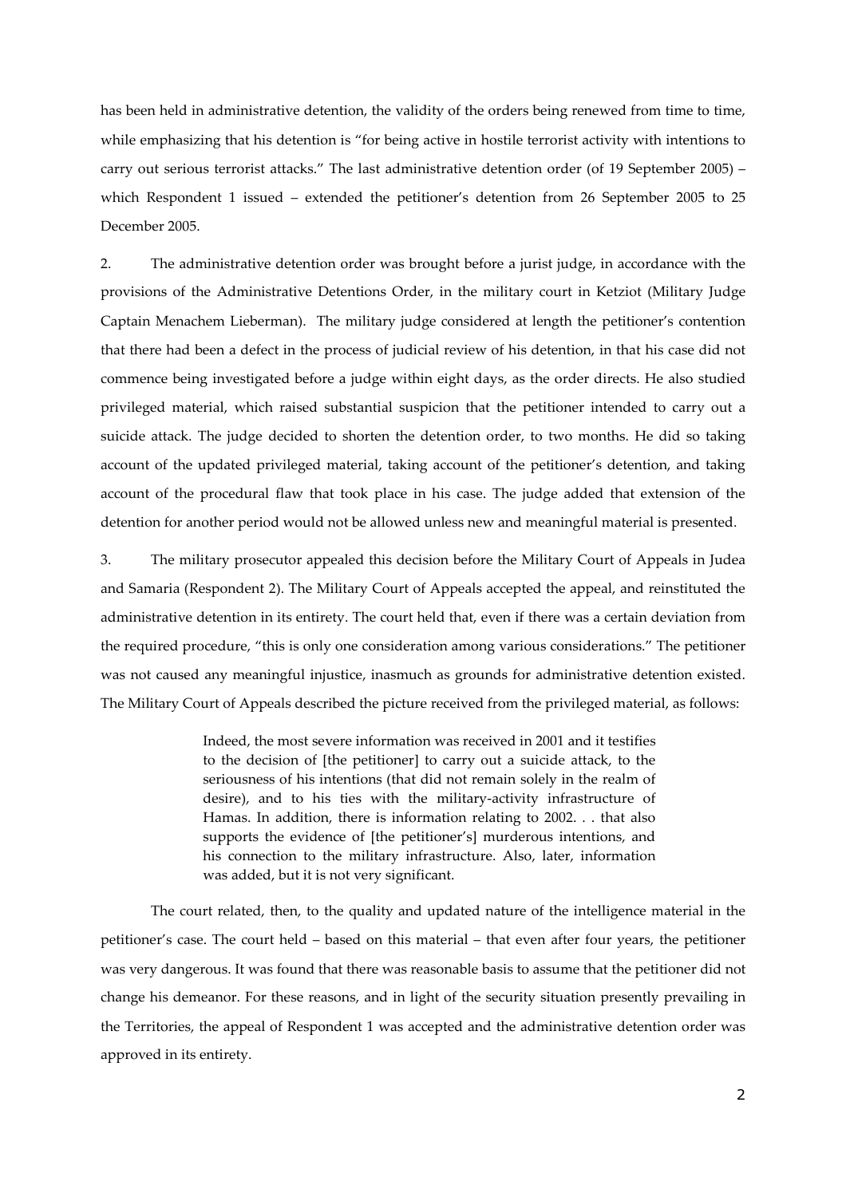has been held in administrative detention, the validity of the orders being renewed from time to time, while emphasizing that his detention is "for being active in hostile terrorist activity with intentions to carry out serious terrorist attacks." The last administrative detention order (of 19 September 2005) – which Respondent 1 issued – extended the petitioner's detention from 26 September 2005 to 25 December 2005.

2. The administrative detention order was brought before a jurist judge, in accordance with the provisions of the Administrative Detentions Order, in the military court in Ketziot (Military Judge Captain Menachem Lieberman). The military judge considered at length the petitioner's contention that there had been a defect in the process of judicial review of his detention, in that his case did not commence being investigated before a judge within eight days, as the order directs. He also studied privileged material, which raised substantial suspicion that the petitioner intended to carry out a suicide attack. The judge decided to shorten the detention order, to two months. He did so taking account of the updated privileged material, taking account of the petitioner's detention, and taking account of the procedural flaw that took place in his case. The judge added that extension of the detention for another period would not be allowed unless new and meaningful material is presented.

3. The military prosecutor appealed this decision before the Military Court of Appeals in Judea and Samaria (Respondent 2). The Military Court of Appeals accepted the appeal, and reinstituted the administrative detention in its entirety. The court held that, even if there was a certain deviation from the required procedure, "this is only one consideration among various considerations." The petitioner was not caused any meaningful injustice, inasmuch as grounds for administrative detention existed. The Military Court of Appeals described the picture received from the privileged material, as follows:

> Indeed, the most severe information was received in 2001 and it testifies to the decision of [the petitioner] to carry out a suicide attack, to the seriousness of his intentions (that did not remain solely in the realm of desire), and to his ties with the military-activity infrastructure of Hamas. In addition, there is information relating to 2002. . . that also supports the evidence of [the petitioner's] murderous intentions, and his connection to the military infrastructure. Also, later, information was added, but it is not very significant.

The court related, then, to the quality and updated nature of the intelligence material in the petitioner's case. The court held – based on this material – that even after four years, the petitioner was very dangerous. It was found that there was reasonable basis to assume that the petitioner did not change his demeanor. For these reasons, and in light of the security situation presently prevailing in the Territories, the appeal of Respondent 1 was accepted and the administrative detention order was approved in its entirety.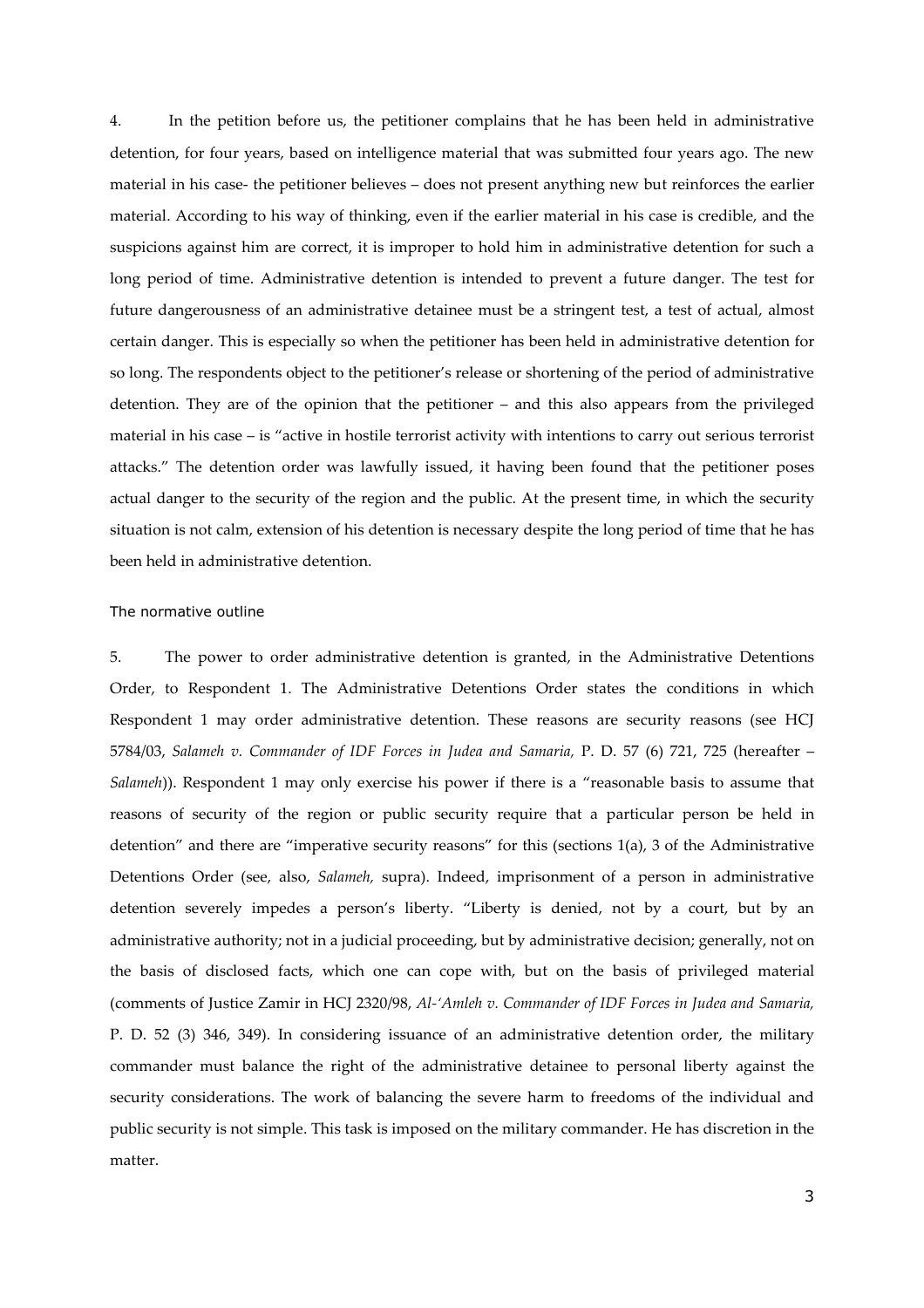4. In the petition before us, the petitioner complains that he has been held in administrative detention, for four years, based on intelligence material that was submitted four years ago. The new material in his case- the petitioner believes – does not present anything new but reinforces the earlier material. According to his way of thinking, even if the earlier material in his case is credible, and the suspicions against him are correct, it is improper to hold him in administrative detention for such a long period of time. Administrative detention is intended to prevent a future danger. The test for future dangerousness of an administrative detainee must be a stringent test, a test of actual, almost certain danger. This is especially so when the petitioner has been held in administrative detention for so long. The respondents object to the petitioner's release or shortening of the period of administrative detention. They are of the opinion that the petitioner – and this also appears from the privileged material in his case – is "active in hostile terrorist activity with intentions to carry out serious terrorist attacks." The detention order was lawfully issued, it having been found that the petitioner poses actual danger to the security of the region and the public. At the present time, in which the security situation is not calm, extension of his detention is necessary despite the long period of time that he has been held in administrative detention.

## The normative outline

5. The power to order administrative detention is granted, in the Administrative Detentions Order, to Respondent 1. The Administrative Detentions Order states the conditions in which Respondent 1 may order administrative detention. These reasons are security reasons (see HCJ 5784/03, *Salameh v. Commander of IDF Forces in Judea and Samaria,* P. D. 57 (6) 721, 725 (hereafter – *Salameh*)). Respondent 1 may only exercise his power if there is a "reasonable basis to assume that reasons of security of the region or public security require that a particular person be held in detention" and there are "imperative security reasons" for this (sections 1(a), 3 of the Administrative Detentions Order (see, also, *Salameh,* supra). Indeed, imprisonment of a person in administrative detention severely impedes a person's liberty. "Liberty is denied, not by a court, but by an administrative authority; not in a judicial proceeding, but by administrative decision; generally, not on the basis of disclosed facts, which one can cope with, but on the basis of privileged material (comments of Justice Zamir in HCJ 2320/98, *Al-'Amleh v. Commander of IDF Forces in Judea and Samaria,* P. D. 52 (3) 346, 349). In considering issuance of an administrative detention order, the military commander must balance the right of the administrative detainee to personal liberty against the security considerations. The work of balancing the severe harm to freedoms of the individual and public security is not simple. This task is imposed on the military commander. He has discretion in the matter.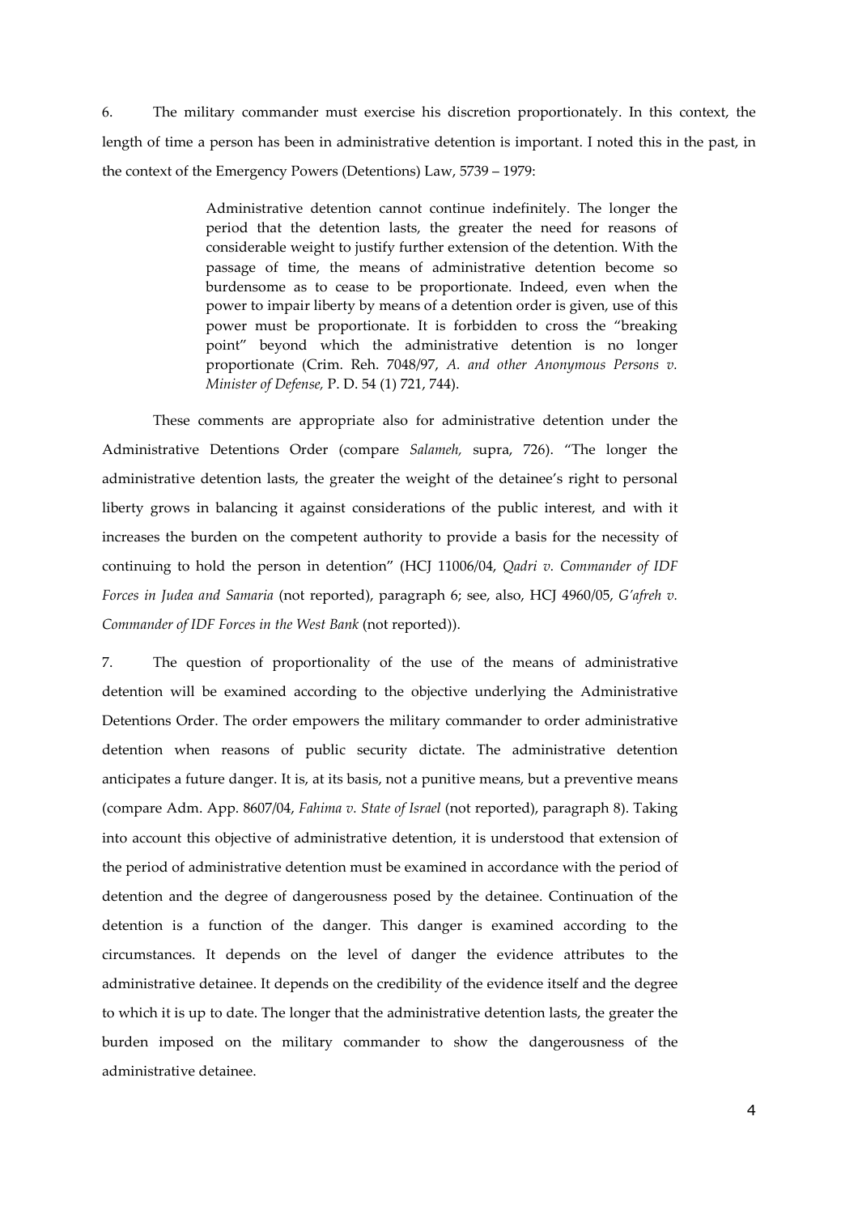6. The military commander must exercise his discretion proportionately. In this context, the length of time a person has been in administrative detention is important. I noted this in the past, in the context of the Emergency Powers (Detentions) Law, 5739 – 1979:

> Administrative detention cannot continue indefinitely. The longer the period that the detention lasts, the greater the need for reasons of considerable weight to justify further extension of the detention. With the passage of time, the means of administrative detention become so burdensome as to cease to be proportionate. Indeed, even when the power to impair liberty by means of a detention order is given, use of this power must be proportionate. It is forbidden to cross the "breaking point" beyond which the administrative detention is no longer proportionate (Crim. Reh. 7048/97, *A. and other Anonymous Persons v. Minister of Defense,* P. D. 54 (1) 721, 744).

These comments are appropriate also for administrative detention under the Administrative Detentions Order (compare *Salameh,* supra, 726). "The longer the administrative detention lasts, the greater the weight of the detainee's right to personal liberty grows in balancing it against considerations of the public interest, and with it increases the burden on the competent authority to provide a basis for the necessity of continuing to hold the person in detention" (HCJ 11006/04, *Qadri v. Commander of IDF Forces in Judea and Samaria* (not reported), paragraph 6; see, also, HCJ 4960/05, *G'afreh v. Commander of IDF Forces in the West Bank* (not reported)).

7. The question of proportionality of the use of the means of administrative detention will be examined according to the objective underlying the Administrative Detentions Order. The order empowers the military commander to order administrative detention when reasons of public security dictate. The administrative detention anticipates a future danger. It is, at its basis, not a punitive means, but a preventive means (compare Adm. App. 8607/04, *Fahima v. State of Israel* (not reported), paragraph 8). Taking into account this objective of administrative detention, it is understood that extension of the period of administrative detention must be examined in accordance with the period of detention and the degree of dangerousness posed by the detainee. Continuation of the detention is a function of the danger. This danger is examined according to the circumstances. It depends on the level of danger the evidence attributes to the administrative detainee. It depends on the credibility of the evidence itself and the degree to which it is up to date. The longer that the administrative detention lasts, the greater the burden imposed on the military commander to show the dangerousness of the administrative detainee.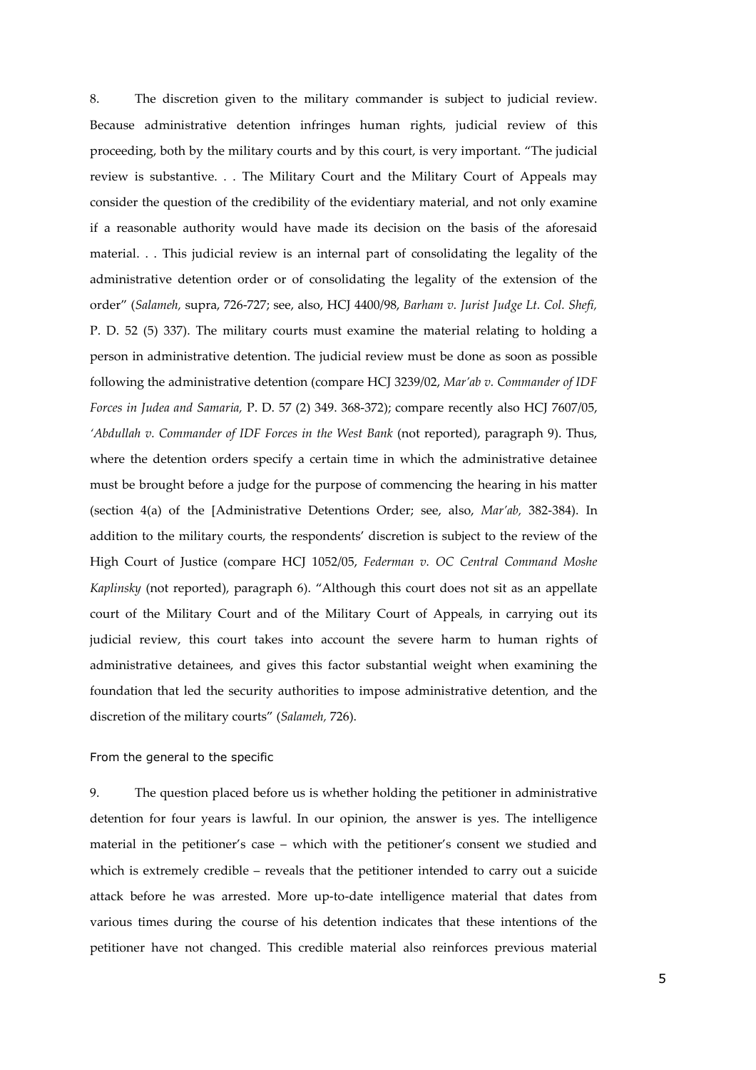8. The discretion given to the military commander is subject to judicial review. Because administrative detention infringes human rights, judicial review of this proceeding, both by the military courts and by this court, is very important. "The judicial review is substantive. . . The Military Court and the Military Court of Appeals may consider the question of the credibility of the evidentiary material, and not only examine if a reasonable authority would have made its decision on the basis of the aforesaid material. . . This judicial review is an internal part of consolidating the legality of the administrative detention order or of consolidating the legality of the extension of the order" (*Salameh,* supra, 726-727; see, also, HCJ 4400/98, *Barham v. Jurist Judge Lt. Col. Shefi,* P. D. 52 (5) 337). The military courts must examine the material relating to holding a person in administrative detention. The judicial review must be done as soon as possible following the administrative detention (compare HCJ 3239/02, *Mar'ab v. Commander of IDF Forces in Judea and Samaria,* P. D. 57 (2) 349. 368-372); compare recently also HCJ 7607/05, *'Abdullah v. Commander of IDF Forces in the West Bank* (not reported), paragraph 9). Thus, where the detention orders specify a certain time in which the administrative detainee must be brought before a judge for the purpose of commencing the hearing in his matter (section 4(a) of the [Administrative Detentions Order; see, also, *Mar'ab,* 382-384). In addition to the military courts, the respondents' discretion is subject to the review of the High Court of Justice (compare HCJ 1052/05, *Federman v. OC Central Command Moshe Kaplinsky* (not reported), paragraph 6). "Although this court does not sit as an appellate court of the Military Court and of the Military Court of Appeals, in carrying out its judicial review, this court takes into account the severe harm to human rights of administrative detainees, and gives this factor substantial weight when examining the foundation that led the security authorities to impose administrative detention, and the discretion of the military courts" (*Salameh,* 726).

From the general to the specific

9. The question placed before us is whether holding the petitioner in administrative detention for four years is lawful. In our opinion, the answer is yes. The intelligence material in the petitioner's case – which with the petitioner's consent we studied and which is extremely credible – reveals that the petitioner intended to carry out a suicide attack before he was arrested. More up-to-date intelligence material that dates from various times during the course of his detention indicates that these intentions of the petitioner have not changed. This credible material also reinforces previous material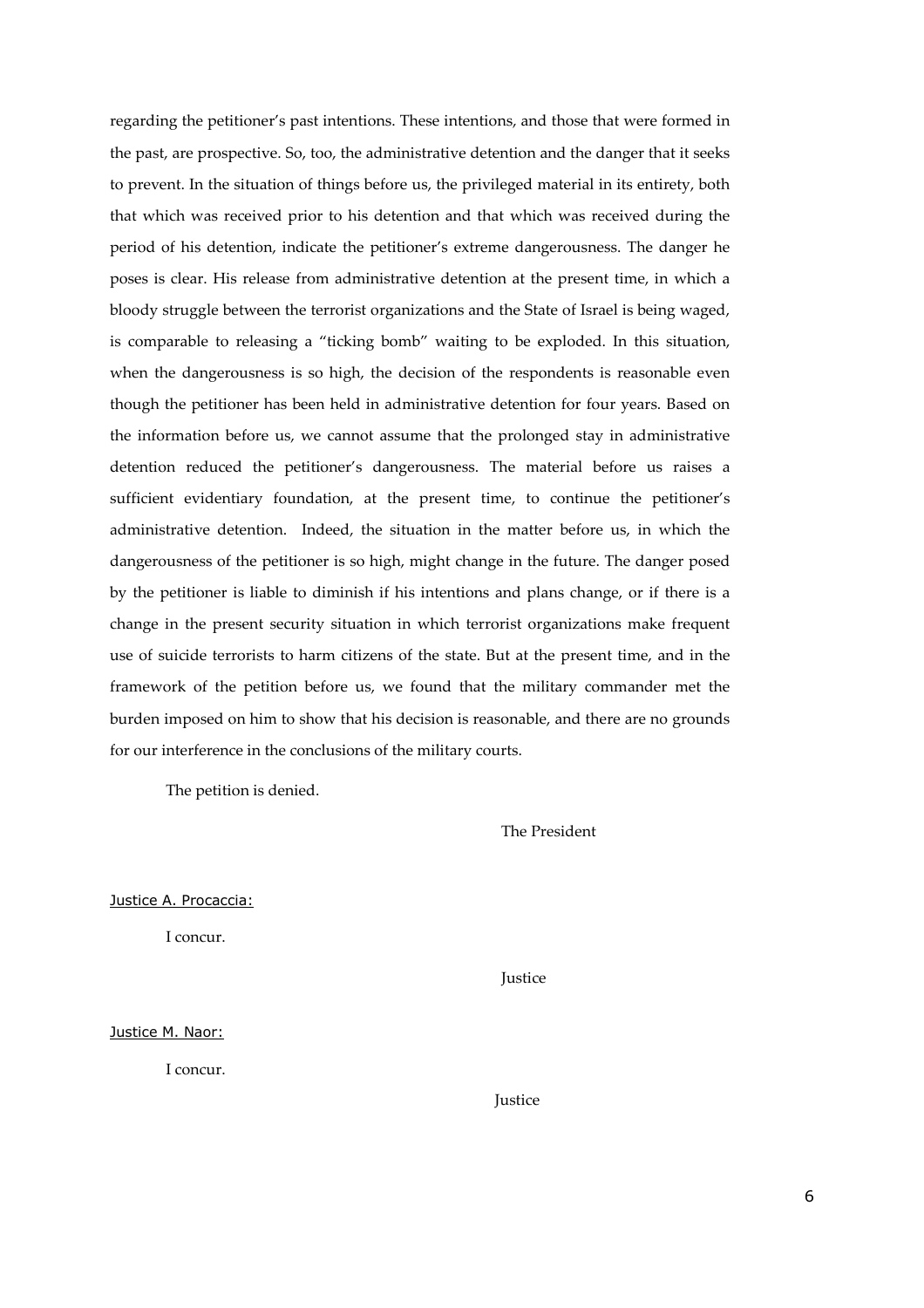regarding the petitioner's past intentions. These intentions, and those that were formed in the past, are prospective. So, too, the administrative detention and the danger that it seeks to prevent. In the situation of things before us, the privileged material in its entirety, both that which was received prior to his detention and that which was received during the period of his detention, indicate the petitioner's extreme dangerousness. The danger he poses is clear. His release from administrative detention at the present time, in which a bloody struggle between the terrorist organizations and the State of Israel is being waged, is comparable to releasing a "ticking bomb" waiting to be exploded. In this situation, when the dangerousness is so high, the decision of the respondents is reasonable even though the petitioner has been held in administrative detention for four years. Based on the information before us, we cannot assume that the prolonged stay in administrative detention reduced the petitioner's dangerousness. The material before us raises a sufficient evidentiary foundation, at the present time, to continue the petitioner's administrative detention. Indeed, the situation in the matter before us, in which the dangerousness of the petitioner is so high, might change in the future. The danger posed by the petitioner is liable to diminish if his intentions and plans change, or if there is a change in the present security situation in which terrorist organizations make frequent use of suicide terrorists to harm citizens of the state. But at the present time, and in the framework of the petition before us, we found that the military commander met the burden imposed on him to show that his decision is reasonable, and there are no grounds for our interference in the conclusions of the military courts.

The petition is denied.

The President

Justice A. Procaccia:

I concur.

Justice

Justice M. Naor:

I concur.

Justice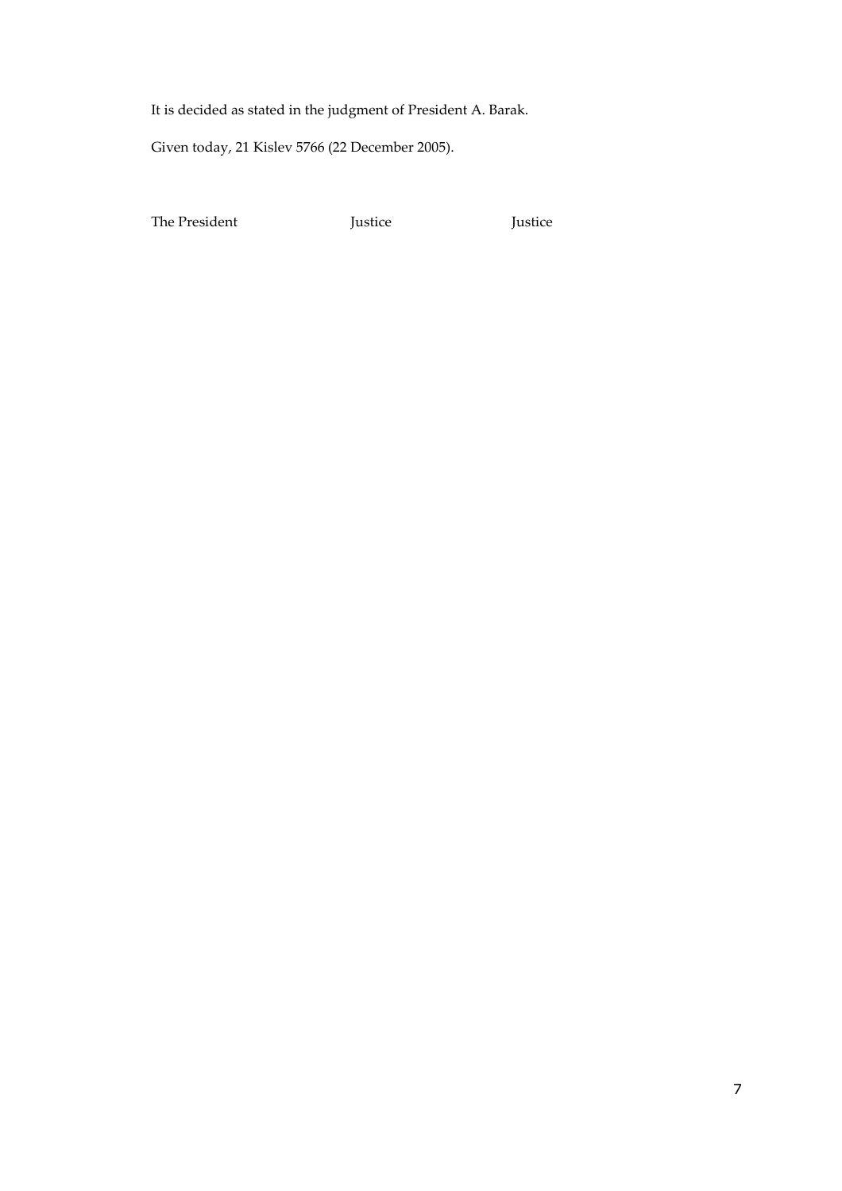It is decided as stated in the judgment of President A. Barak.

Given today, 21 Kislev 5766 (22 December 2005).

The President Justice Justice